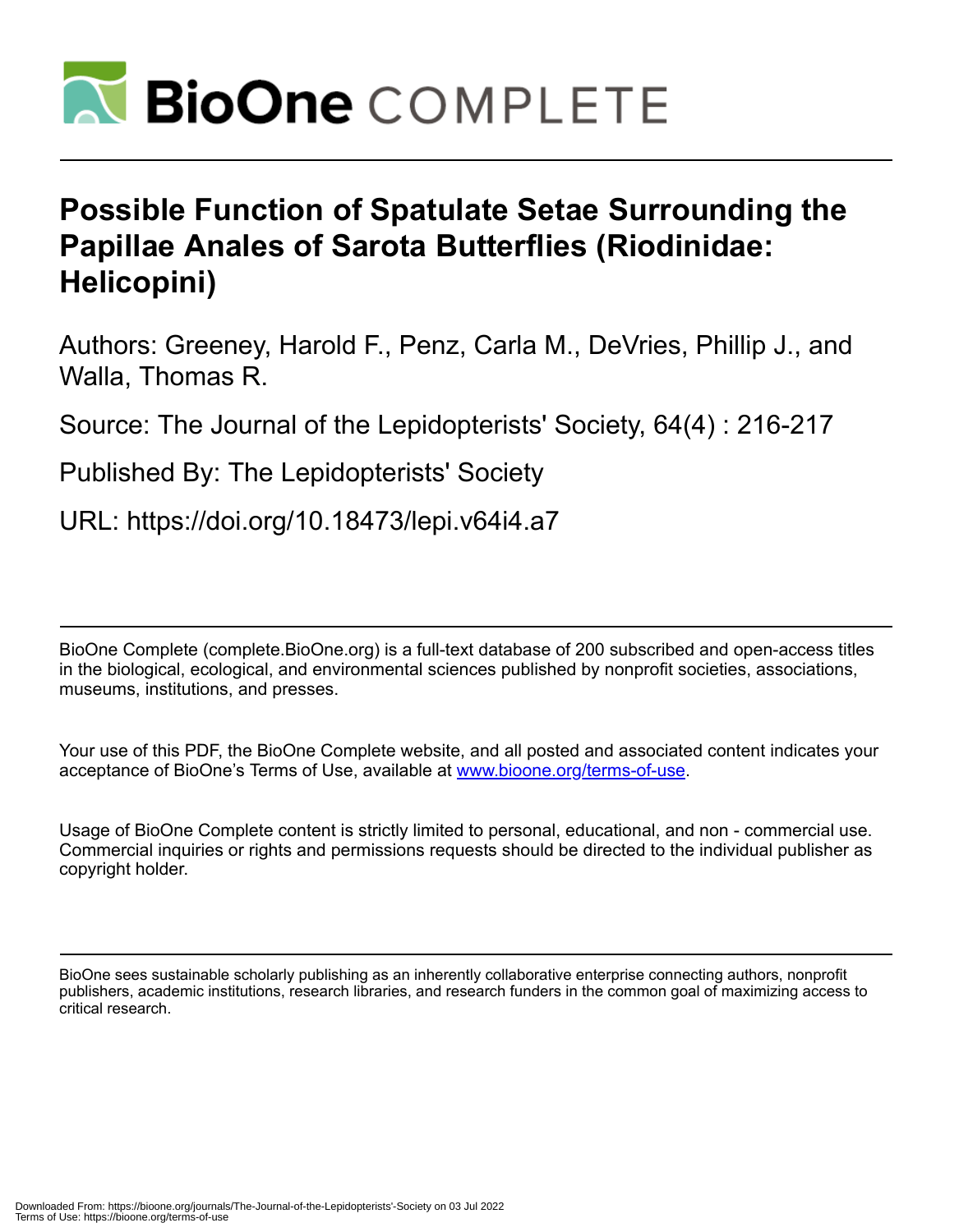# Possible Function of Spatulate Setae Surrounding the Papillae Anales of Sarota Butterflies (Riodinidae: Helicopini)

Authors: Greeney, Harold F., Penz, Carla M., DeVries, Phillip J., and Walla, Thomas R.

Source: The Journal of the Lepidopterists' Society, 64(4) : 216-217

Published By: The Lepidopterists' Society

URL: https://doi.org/10.18473/lepi.v64i4.a7

BioOne Complete (complete.BioOne.org) is a full-text database of 200 subscribed and open-access titles in the biological, ecological, and environmental sciences published by nonprofit societies, associations, museums, institutions, and presses.

Your use of this PDF, the BioOne Complete website, and all posted and associated content indicates your acceptance of BioOne's Terms of Use, available at www.bioone.org/terms-of-use.

Usage of BioOne Complete content is strictly limited to personal, educational, and non - commercial use. Commercial inquiries or rights and permissions requests should be directed to the individual publisher as copyright holder.

BioOne sees sustainable scholarly publishing as an inherently collaborative enterprise connecting authors, nonprofit publishers, academic institutions, research libraries, and research funders in the common goal of maximizing access to critical research.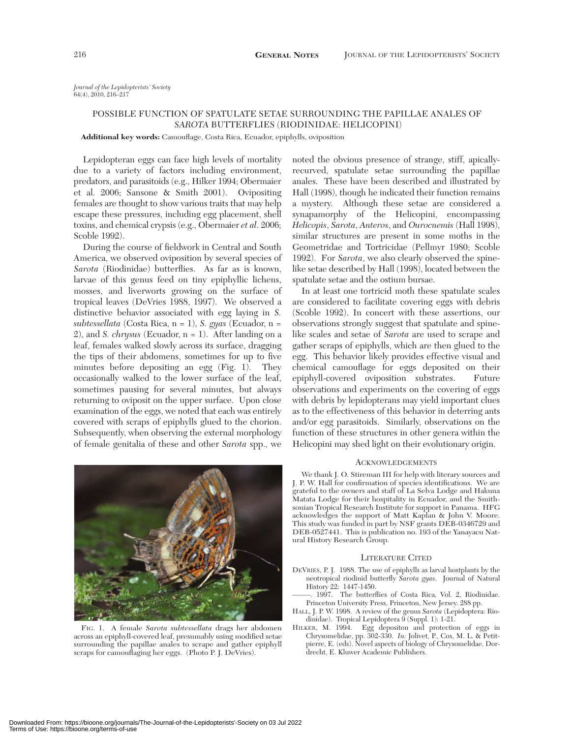*Journal of the Lepidopterists' Society*
64(4), 2010, 216–217

# POSSIBLE FUNCTION OF SPATULATE SETAE SURROUNDING THE PAPILLAE ANALES OF *SAROTA* BUTTERFLIES (RIODINIDAE: HELICOPINI)

**Additional key words:** Camouflage, Costa Rica, Ecuador, epiphylls, oviposition

Lepidopteran eggs can face high levels of mortality due to a variety of factors including environment, predators, and parasitoids (e.g., Hilker 1994; Obermaier et al. 2006; Sansone & Smith 2001). Ovipositing females are thought to show various traits that may help escape these pressures, including egg placement, shell toxins, and chemical crypsis (e.g., Obermaier *et al*. 2006; Scoble 1992).

During the course of fieldwork in Central and South America, we observed oviposition by several species of *Sarota* (Riodinidae) butterflies. As far as is known, larvae of this genus feed on tiny epiphyllic lichens, mosses, and liverworts growing on the surface of tropical leaves (DeVries 1988, 1997). We observed a distinctive behavior associated with egg laying in *S. subtessellata* (Costa Rica, n = 1), *S. gyas* (Ecuador, n = 2), and *S. chrysus* (Ecuador, n = 1). After landing on a leaf, females walked slowly across its surface, dragging the tips of their abdomens, sometimes for up to five minutes before depositing an egg (Fig. 1). They occasionally walked to the lower surface of the leaf, sometimes pausing for several minutes, but always returning to oviposit on the upper surface. Upon close examination of the eggs, we noted that each was entirely covered with scraps of epiphylls glued to the chorion. Subsequently, when observing the external morphology of female genitalia of these and other *Sarota* spp., we noted the obvious presence of strange, stiff, apically-recurved, spatulate setae surrounding the papillae anales. These have been described and illustrated by Hall (1998), though he indicated their function remains a mystery. Although these setae are considered a synapamorphy of the Helicopini, encompassing *Helicopis*, *Sarota*, *Anteros*, and *Ourocnemis* (Hall 1998), similar structures are present in some moths in the Geometridae and Tortricidae (Pellmyr 1980; Scoble 1992). For *Sarota*, we also clearly observed the spine-like setae described by Hall (1998), located between the spatulate setae and the ostium bursae.

In at least one tortricid moth these spatulate scales are considered to facilitate covering eggs with debris (Scoble 1992). In concert with these assertions, our observations strongly suggest that spatulate and spine-like scales and setae of *Sarota* are used to scrape and gather scraps of epiphylls, which are then glued to the egg. This behavior likely provides effective visual and chemical camouflage for eggs deposited on their epiphyll-covered oviposition substrates. Future observations and experiments on the covering of eggs with debris by lepidopterans may yield important clues as to the effectiveness of this behavior in deterring ants and/or egg parasitoids. Similarly, observations on the function of these structures in other genera within the Helicopini may shed light on their evolutionary origin.

FIG. 1. A female *Sarota subtessellata* drags her abdomen across an epiphyll-covered leaf, presumably using modified setae surrounding the papillae anales to scrape and gather epiphyll scraps for camouflaging her eggs. (Photo P. J. DeVries).

## ACKNOWLEDGEMENTS

We thank J. O. Stireman III for help with literary sources and J. P. W. Hall for confirmation of species identifications. We are grateful to the owners and staff of La Selva Lodge and Hakuna Matata Lodge for their hospitality in Ecuador, and the Smithsonian Tropical Research Institute for support in Panama. HFG acknowledges the support of Matt Kaplan & John V. Moore. This study was funded in part by NSF grants DEB-0346729 and DEB-0527441. This is publication no. 193 of the Yanayacu Natural History Research Group.

## LITERATURE CITED

DEVRIES, P. J. 1988. The use of epiphylls as larval hostplants by the neotropical riodinid butterfly *Sarota gyas*. Journal of Natural History 22: 1447-1450.

———. 1997. The butterflies of Costa Rica, Vol. 2, Riodinidae. Princeton University Press, Princeton, New Jersey. 288 pp.

HALL, J. P. W. 1998. A review of the genus *Sarota* (Lepidoptera: Riodinidae). Tropical Lepidoptera 9 (Suppl. 1): 1-21.

HILKER, M. 1994. Egg depositon and protection of eggs in Chrysomelidae, pp. 302-330. *In:* Jolivet, P., Cox, M. L. & Petitpierre, E. (eds). Novel aspects of biology of Chrysomelidae. Dordrecht, E. Kluwer Academic Publishers.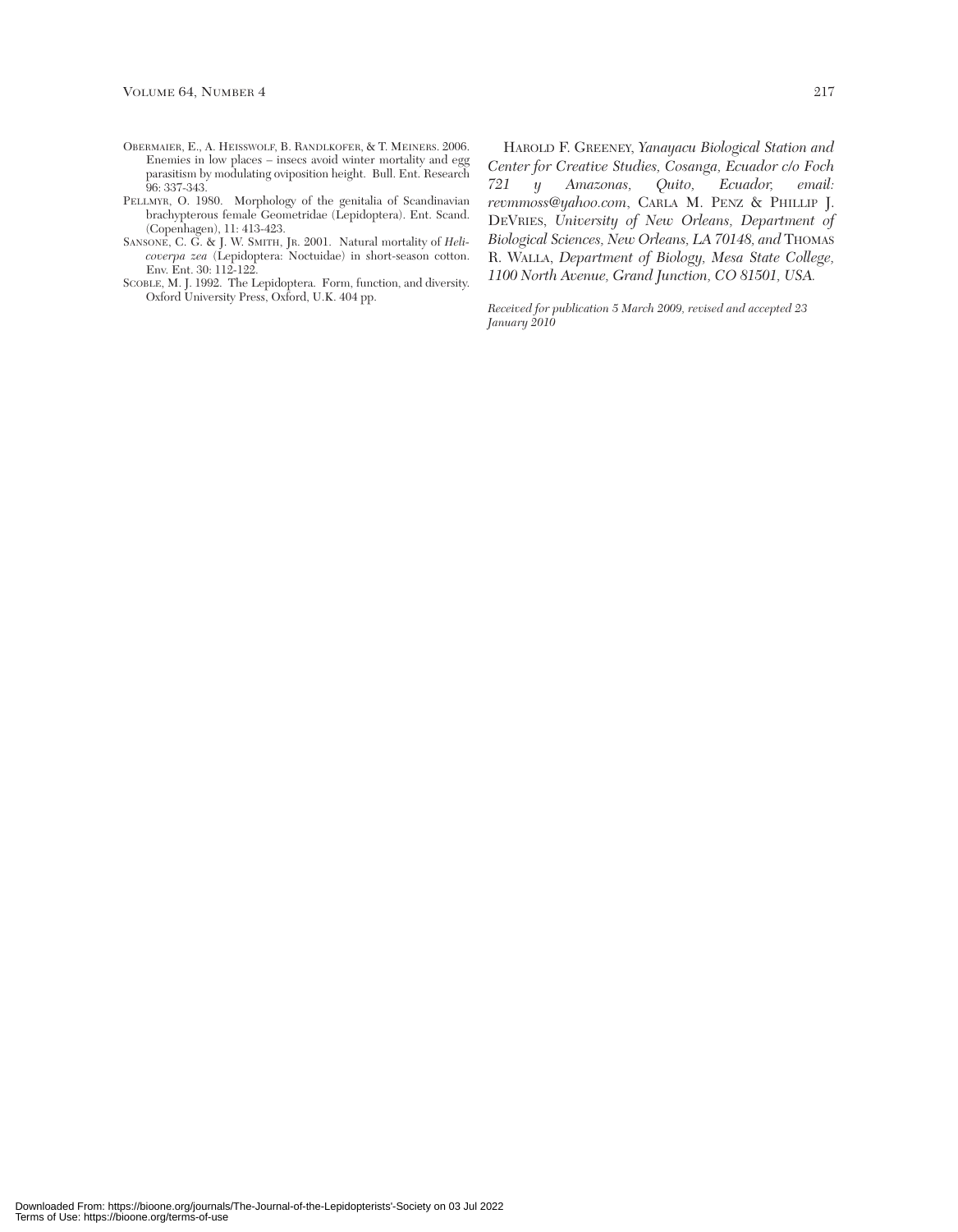OBERMAIER, E., A. HEISSWOLF, B. RANDLKOFER, & T. MEINERS. 2006. Enemies in low places – insecs avoid winter mortality and egg parasitism by modulating oviposition height. Bull. Ent. Research 96: 337-343.

PELLMYR, O. 1980. Morphology of the genitalia of Scandinavian brachypterous female Geometridae (Lepidoptera). Ent. Scand. (Copenhagen), 11: 413-423.

SANSONE, C. G. & J. W. SMITH, JR. 2001. Natural mortality of *Helicoverpa zea* (Lepidoptera: Noctuidae) in short-season cotton. Env. Ent. 30: 112-122.

SCOBLE, M. J. 1992. The Lepidoptera. Form, function, and diversity. Oxford University Press, Oxford, U.K. 404 pp.

HAROLD F. GREENEY, *Yanayacu Biological Station and Center for Creative Studies, Cosanga, Ecuador c/o Foch 721 y Amazonas, Quito, Ecuador, email: revmmoss@yahoo.com*, CARLA M. PENZ & PHILLIP J. DEVRIES, *University of New Orleans, Department of Biological Sciences, New Orleans, LA 70148, and* THOMAS R. WALLA, *Department of Biology, Mesa State College, 1100 North Avenue, Grand Junction, CO 81501, USA.*

*Received for publication 5 March 2009, revised and accepted 23 January 2010*